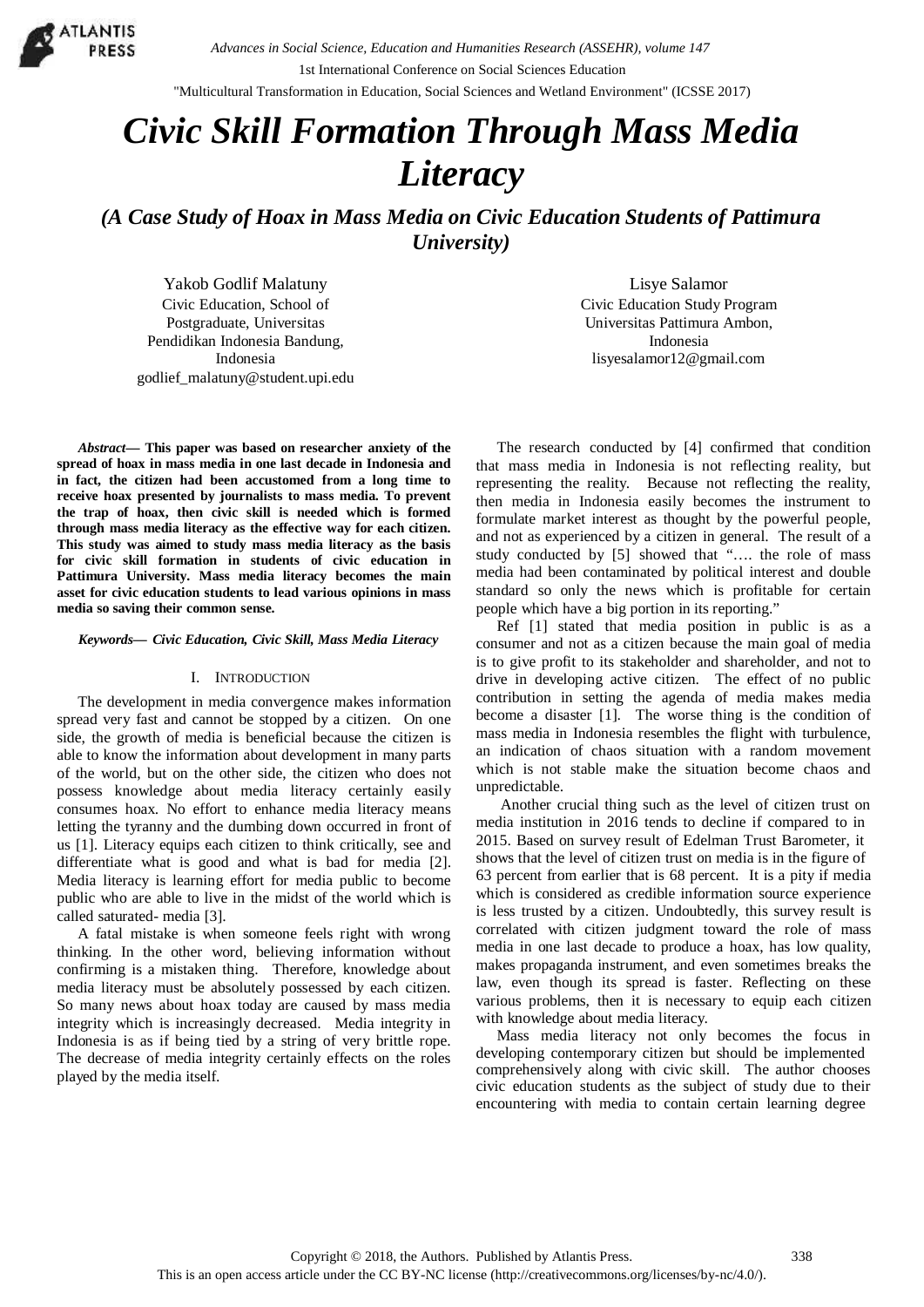# Civic Skill Formation Through Mass Media Literacy

## (A Case Study of Hoax in Mass Media on Civic Education Students of Pattimura University)

Yakob Godlif Malatuny
Civic Education, School of Postgraduate, Universitas Pendidikan Indonesia Bandung, Indonesia
godlief_malatuny@student.upi.edu

Lisye Salamor
Civic Education Study Program
Universitas Pattimura Ambon, Indonesia
lisyesalamor12@gmail.com

***Abstract*— This paper was based on researcher anxiety of the spread of hoax in mass media in one last decade in Indonesia and in fact, the citizen had been accustomed from a long time to receive hoax presented by journalists to mass media. To prevent the trap of hoax, then civic skill is needed which is formed through mass media literacy as the effective way for each citizen. This study was aimed to study mass media literacy as the basis for civic skill formation in students of civic education in Pattimura University. Mass media literacy becomes the main asset for civic education students to lead various opinions in mass media so saving their common sense.**

***Keywords*— *Civic Education, Civic Skill, Mass Media Literacy***

## I. Introduction

The development in media convergence makes information spread very fast and cannot be stopped by a citizen. On one side, the growth of media is beneficial because the citizen is able to know the information about development in many parts of the world, but on the other side, the citizen who does not possess knowledge about media literacy certainly easily consumes hoax. No effort to enhance media literacy means letting the tyranny and the dumbing down occurred in front of us [1]. Literacy equips each citizen to think critically, see and differentiate what is good and what is bad for media [2]. Media literacy is learning effort for media public to become public who are able to live in the midst of the world which is called saturated- media [3].

A fatal mistake is when someone feels right with wrong thinking. In the other word, believing information without confirming is a mistaken thing. Therefore, knowledge about media literacy must be absolutely possessed by each citizen. So many news about hoax today are caused by mass media integrity which is increasingly decreased. Media integrity in Indonesia is as if being tied by a string of very brittle rope. The decrease of media integrity certainly effects on the roles played by the media itself.

The research conducted by [4] confirmed that condition that mass media in Indonesia is not reflecting reality, but representing the reality. Because not reflecting the reality, then media in Indonesia easily becomes the instrument to formulate market interest as thought by the powerful people, and not as experienced by a citizen in general. The result of a study conducted by [5] showed that "…. the role of mass media had been contaminated by political interest and double standard so only the news which is profitable for certain people which have a big portion in its reporting."

Ref [1] stated that media position in public is as a consumer and not as a citizen because the main goal of media is to give profit to its stakeholder and shareholder, and not to drive in developing active citizen. The effect of no public contribution in setting the agenda of media makes media become a disaster [1]. The worse thing is the condition of mass media in Indonesia resembles the flight with turbulence, an indication of chaos situation with a random movement which is not stable make the situation become chaos and unpredictable.

Another crucial thing such as the level of citizen trust on media institution in 2016 tends to decline if compared to in 2015. Based on survey result of Edelman Trust Barometer, it shows that the level of citizen trust on media is in the figure of 63 percent from earlier that is 68 percent. It is a pity if media which is considered as credible information source experience is less trusted by a citizen. Undoubtedly, this survey result is correlated with citizen judgment toward the role of mass media in one last decade to produce a hoax, has low quality, makes propaganda instrument, and even sometimes breaks the law, even though its spread is faster. Reflecting on these various problems, then it is necessary to equip each citizen with knowledge about media literacy.

Mass media literacy not only becomes the focus in developing contemporary citizen but should be implemented comprehensively along with civic skill. The author chooses civic education students as the subject of study due to their encountering with media to contain certain learning degree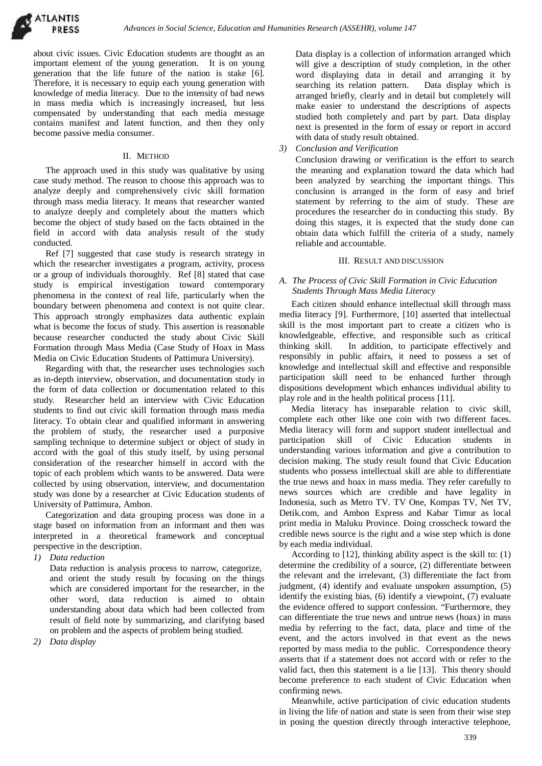about civic issues. Civic Education students are thought as an important element of the young generation. It is on young generation that the life future of the nation is stake [6]. Therefore, it is necessary to equip each young generation with knowledge of media literacy. Due to the intensity of bad news in mass media which is increasingly increased, but less compensated by understanding that each media message contains manifest and latent function, and then they only become passive media consumer.

## II. METHOD

The approach used in this study was qualitative by using case study method. The reason to choose this approach was to analyze deeply and comprehensively civic skill formation through mass media literacy. It means that researcher wanted to analyze deeply and completely about the matters which become the object of study based on the facts obtained in the field in accord with data analysis result of the study conducted.

Ref [7] suggested that case study is research strategy in which the researcher investigates a program, activity, process or a group of individuals thoroughly. Ref [8] stated that case study is empirical investigation toward contemporary phenomena in the context of real life, particularly when the boundary between phenomena and context is not quite clear. This approach strongly emphasizes data authentic explain what is become the focus of study. This assertion is reasonable because researcher conducted the study about Civic Skill Formation through Mass Media (Case Study of Hoax in Mass Media on Civic Education Students of Pattimura University).

Regarding with that, the researcher uses technologies such as in-depth interview, observation, and documentation study in the form of data collection or documentation related to this study. Researcher held an interview with Civic Education students to find out civic skill formation through mass media literacy. To obtain clear and qualified informant in answering the problem of study, the researcher used a purposive sampling technique to determine subject or object of study in accord with the goal of this study itself, by using personal consideration of the researcher himself in accord with the topic of each problem which wants to be answered. Data were collected by using observation, interview, and documentation study was done by a researcher at Civic Education students of University of Pattimura, Ambon.

Categorization and data grouping process was done in a stage based on information from an informant and then was interpreted in a theoretical framework and conceptual perspective in the description.

1) *Data reduction*

   Data reduction is analysis process to narrow, categorize, and orient the study result by focusing on the things which are considered important for the researcher, in the other word, data reduction is aimed to obtain understanding about data which had been collected from result of field note by summarizing, and clarifying based on problem and the aspects of problem being studied.

2) *Data display*

   Data display is a collection of information arranged which will give a description of study completion, in the other word displaying data in detail and arranging it by searching its relation pattern. Data display which is arranged briefly, clearly and in detail but completely will make easier to understand the descriptions of aspects studied both completely and part by part. Data display next is presented in the form of essay or report in accord with data of study result obtained.

3) *Conclusion and Verification*

   Conclusion drawing or verification is the effort to search the meaning and explanation toward the data which had been analyzed by searching the important things. This conclusion is arranged in the form of easy and brief statement by referring to the aim of study. These are procedures the researcher do in conducting this study. By doing this stages, it is expected that the study done can obtain data which fulfill the criteria of a study, namely reliable and accountable.

## III. RESULT AND DISCUSSION

### A. The Process of Civic Skill Formation in Civic Education Students Through Mass Media Literacy

Each citizen should enhance intellectual skill through mass media literacy [9]. Furthermore, [10] asserted that intellectual skill is the most important part to create a citizen who is knowledgeable, effective, and responsible such as critical thinking skill. In addition, to participate effectively and responsibly in public affairs, it need to possess a set of knowledge and intellectual skill and effective and responsible participation skill need to be enhanced further through dispositions development which enhances individual ability to play role and in the health political process [11].

Media literacy has inseparable relation to civic skill, complete each other like one coin with two different faces. Media literacy will form and support student intellectual and participation skill of Civic Education students in understanding various information and give a contribution to decision making. The study result found that Civic Education students who possess intellectual skill are able to differentiate the true news and hoax in mass media. They refer carefully to news sources which are credible and have legality in Indonesia, such as Metro TV. TV One, Kompas TV, Net TV, Detik.com, and Ambon Express and Kabar Timur as local print media in Maluku Province. Doing crosscheck toward the credible news source is the right and a wise step which is done by each media individual.

According to [12], thinking ability aspect is the skill to: (1) determine the credibility of a source, (2) differentiate between the relevant and the irrelevant, (3) differentiate the fact from judgment, (4) identify and evaluate unspoken assumption, (5) identify the existing bias, (6) identify a viewpoint, (7) evaluate the evidence offered to support confession. "Furthermore, they can differentiate the true news and untrue news (hoax) in mass media by referring to the fact, data, place and time of the event, and the actors involved in that event as the news reported by mass media to the public. Correspondence theory asserts that if a statement does not accord with or refer to the valid fact, then this statement is a lie [13]. This theory should become preference to each student of Civic Education when confirming news.

Meanwhile, active participation of civic education students in living the life of nation and state is seen from their wise step in posing the question directly through interactive telephone,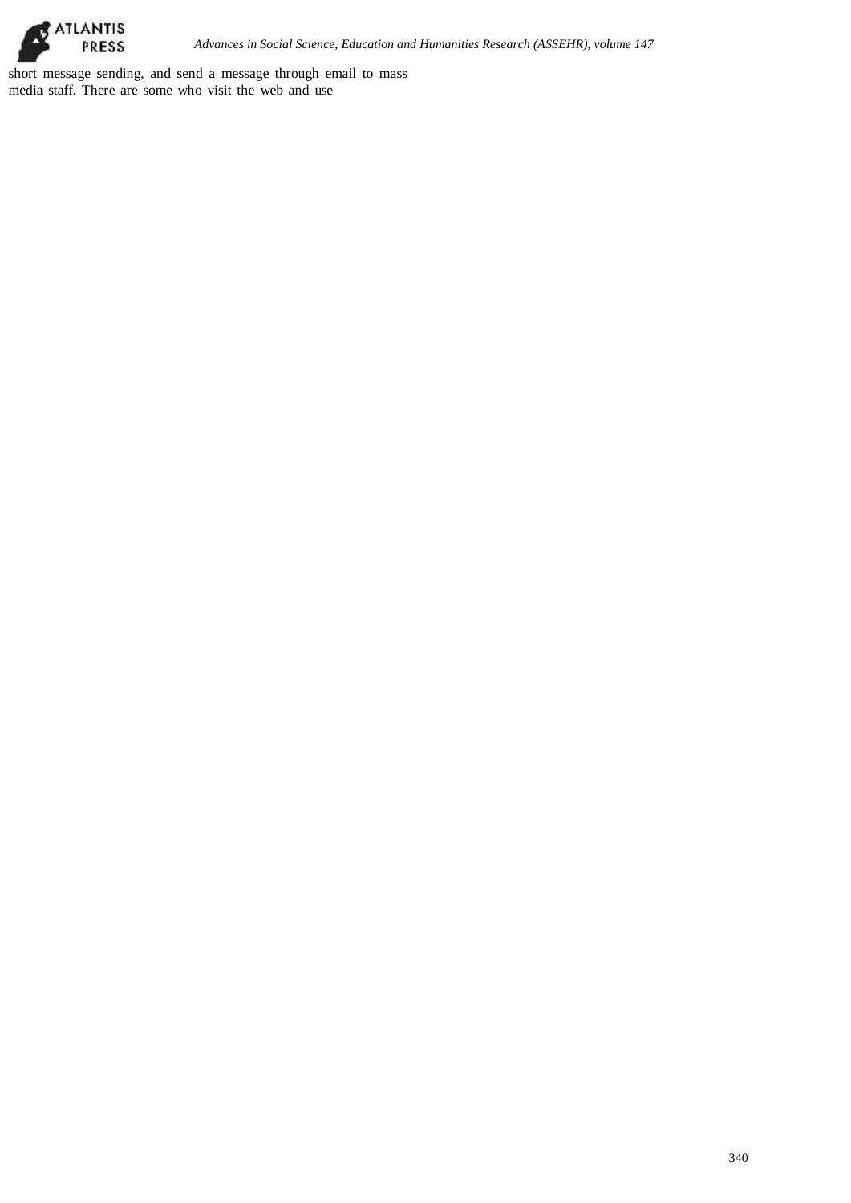short message sending, and send a message through email to mass media staff. There are some who visit the web and use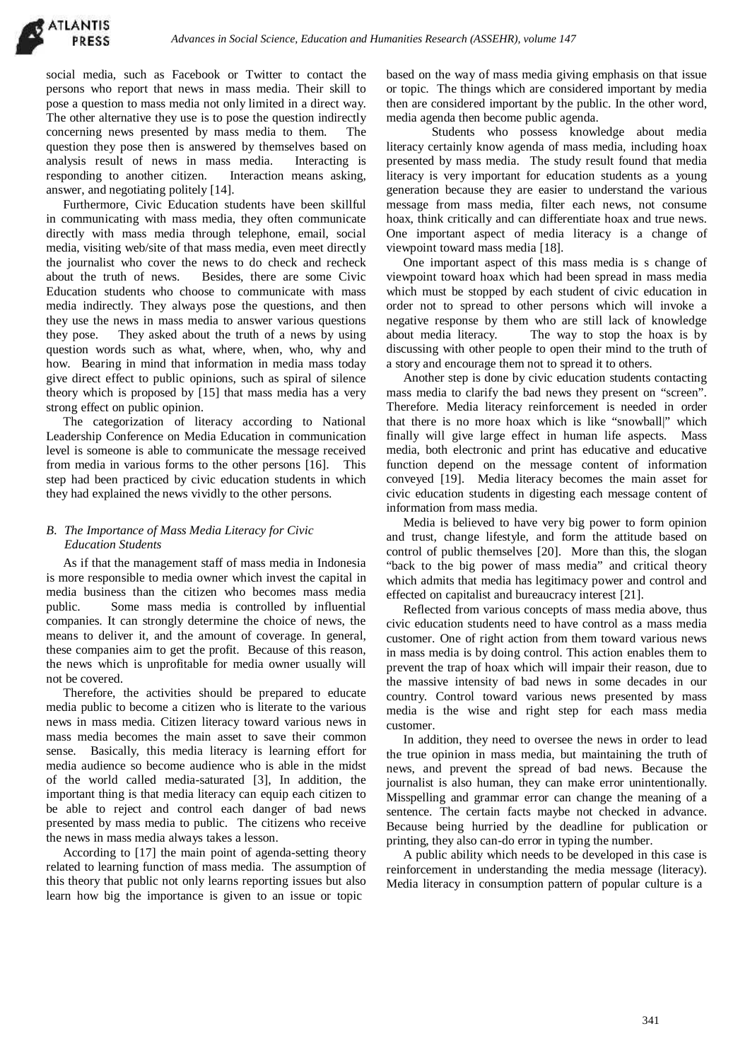social media, such as Facebook or Twitter to contact the persons who report that news in mass media. Their skill to pose a question to mass media not only limited in a direct way. The other alternative they use is to pose the question indirectly concerning news presented by mass media to them. The question they pose then is answered by themselves based on analysis result of news in mass media. Interacting is responding to another citizen. Interaction means asking, answer, and negotiating politely [14].

Furthermore, Civic Education students have been skillful in communicating with mass media, they often communicate directly with mass media through telephone, email, social media, visiting web/site of that mass media, even meet directly the journalist who cover the news to do check and recheck about the truth of news. Besides, there are some Civic Education students who choose to communicate with mass media indirectly. They always pose the questions, and then they use the news in mass media to answer various questions they pose. They asked about the truth of a news by using question words such as what, where, when, who, why and how. Bearing in mind that information in media mass today give direct effect to public opinions, such as spiral of silence theory which is proposed by [15] that mass media has a very strong effect on public opinion.

The categorization of literacy according to National Leadership Conference on Media Education in communication level is someone is able to communicate the message received from media in various forms to the other persons [16]. This step had been practiced by civic education students in which they had explained the news vividly to the other persons.

## *B. The Importance of Mass Media Literacy for Civic Education Students*

As if that the management staff of mass media in Indonesia is more responsible to media owner which invest the capital in media business than the citizen who becomes mass media public. Some mass media is controlled by influential companies. It can strongly determine the choice of news, the means to deliver it, and the amount of coverage. In general, these companies aim to get the profit. Because of this reason, the news which is unprofitable for media owner usually will not be covered.

Therefore, the activities should be prepared to educate media public to become a citizen who is literate to the various news in mass media. Citizen literacy toward various news in mass media becomes the main asset to save their common sense. Basically, this media literacy is learning effort for media audience so become audience who is able in the midst of the world called media-saturated [3], In addition, the important thing is that media literacy can equip each citizen to be able to reject and control each danger of bad news presented by mass media to public. The citizens who receive the news in mass media always takes a lesson.

According to [17] the main point of agenda-setting theory related to learning function of mass media. The assumption of this theory that public not only learns reporting issues but also learn how big the importance is given to an issue or topic based on the way of mass media giving emphasis on that issue or topic. The things which are considered important by media then are considered important by the public. In the other word, media agenda then become public agenda.

Students who possess knowledge about media literacy certainly know agenda of mass media, including hoax presented by mass media. The study result found that media literacy is very important for education students as a young generation because they are easier to understand the various message from mass media, filter each news, not consume hoax, think critically and can differentiate hoax and true news. One important aspect of media literacy is a change of viewpoint toward mass media [18].

One important aspect of this mass media is s change of viewpoint toward hoax which had been spread in mass media which must be stopped by each student of civic education in order not to spread to other persons which will invoke a negative response by them who are still lack of knowledge about media literacy. The way to stop the hoax is by discussing with other people to open their mind to the truth of a story and encourage them not to spread it to others.

Another step is done by civic education students contacting mass media to clarify the bad news they present on "screen". Therefore. Media literacy reinforcement is needed in order that there is no more hoax which is like "snowball|" which finally will give large effect in human life aspects. Mass media, both electronic and print has educative and educative function depend on the message content of information conveyed [19]. Media literacy becomes the main asset for civic education students in digesting each message content of information from mass media.

Media is believed to have very big power to form opinion and trust, change lifestyle, and form the attitude based on control of public themselves [20]. More than this, the slogan "back to the big power of mass media" and critical theory which admits that media has legitimacy power and control and effected on capitalist and bureaucracy interest [21].

Reflected from various concepts of mass media above, thus civic education students need to have control as a mass media customer. One of right action from them toward various news in mass media is by doing control. This action enables them to prevent the trap of hoax which will impair their reason, due to the massive intensity of bad news in some decades in our country. Control toward various news presented by mass media is the wise and right step for each mass media customer.

In addition, they need to oversee the news in order to lead the true opinion in mass media, but maintaining the truth of news, and prevent the spread of bad news. Because the journalist is also human, they can make error unintentionally. Misspelling and grammar error can change the meaning of a sentence. The certain facts maybe not checked in advance. Because being hurried by the deadline for publication or printing, they also can-do error in typing the number.

A public ability which needs to be developed in this case is reinforcement in understanding the media message (literacy). Media literacy in consumption pattern of popular culture is a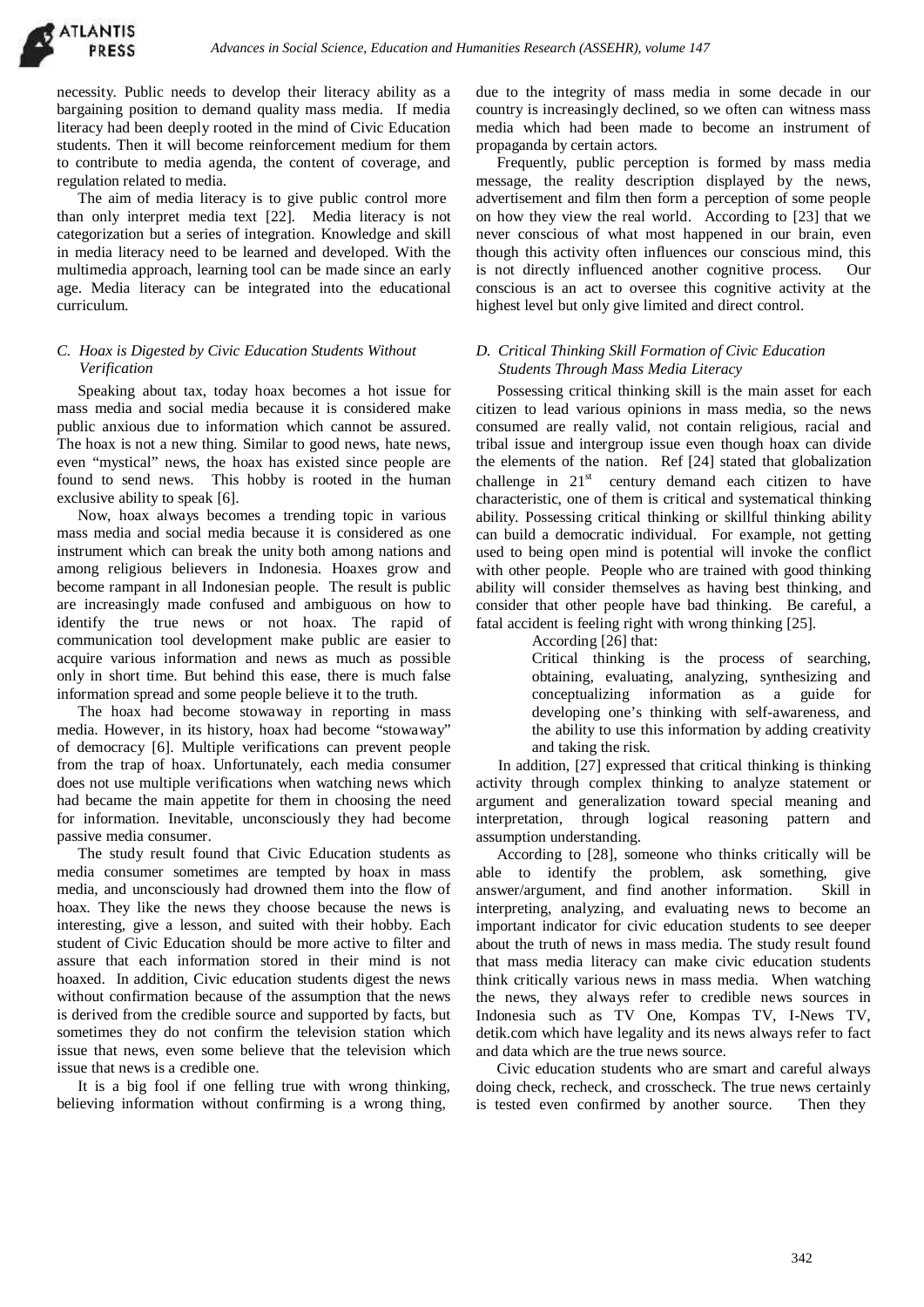necessity. Public needs to develop their literacy ability as a bargaining position to demand quality mass media. If media literacy had been deeply rooted in the mind of Civic Education students. Then it will become reinforcement medium for them to contribute to media agenda, the content of coverage, and regulation related to media.

The aim of media literacy is to give public control more than only interpret media text [22]. Media literacy is not categorization but a series of integration. Knowledge and skill in media literacy need to be learned and developed. With the multimedia approach, learning tool can be made since an early age. Media literacy can be integrated into the educational curriculum.

### *C. Hoax is Digested by Civic Education Students Without Verification*

Speaking about tax, today hoax becomes a hot issue for mass media and social media because it is considered make public anxious due to information which cannot be assured. The hoax is not a new thing. Similar to good news, hate news, even "mystical" news, the hoax has existed since people are found to send news. This hobby is rooted in the human exclusive ability to speak [6].

Now, hoax always becomes a trending topic in various mass media and social media because it is considered as one instrument which can break the unity both among nations and among religious believers in Indonesia. Hoaxes grow and become rampant in all Indonesian people. The result is public are increasingly made confused and ambiguous on how to identify the true news or not hoax. The rapid of communication tool development make public are easier to acquire various information and news as much as possible only in short time. But behind this ease, there is much false information spread and some people believe it to the truth.

The hoax had become stowaway in reporting in mass media. However, in its history, hoax had become "stowaway" of democracy [6]. Multiple verifications can prevent people from the trap of hoax. Unfortunately, each media consumer does not use multiple verifications when watching news which had became the main appetite for them in choosing the need for information. Inevitable, unconsciously they had become passive media consumer.

The study result found that Civic Education students as media consumer sometimes are tempted by hoax in mass media, and unconsciously had drowned them into the flow of hoax. They like the news they choose because the news is interesting, give a lesson, and suited with their hobby. Each student of Civic Education should be more active to filter and assure that each information stored in their mind is not hoaxed. In addition, Civic education students digest the news without confirmation because of the assumption that the news is derived from the credible source and supported by facts, but sometimes they do not confirm the television station which issue that news, even some believe that the television which issue that news is a credible one.

It is a big fool if one felling true with wrong thinking, believing information without confirming is a wrong thing, due to the integrity of mass media in some decade in our country is increasingly declined, so we often can witness mass media which had been made to become an instrument of propaganda by certain actors.

Frequently, public perception is formed by mass media message, the reality description displayed by the news, advertisement and film then form a perception of some people on how they view the real world. According to [23] that we never conscious of what most happened in our brain, even though this activity often influences our conscious mind, this is not directly influenced another cognitive process. Our conscious is an act to oversee this cognitive activity at the highest level but only give limited and direct control.

### *D. Critical Thinking Skill Formation of Civic Education Students Through Mass Media Literacy*

Possessing critical thinking skill is the main asset for each citizen to lead various opinions in mass media, so the news consumed are really valid, not contain religious, racial and tribal issue and intergroup issue even though hoax can divide the elements of the nation. Ref [24] stated that globalization challenge in 21st century demand each citizen to have characteristic, one of them is critical and systematical thinking ability. Possessing critical thinking or skillful thinking ability can build a democratic individual. For example, not getting used to being open mind is potential will invoke the conflict with other people. People who are trained with good thinking ability will consider themselves as having best thinking, and consider that other people have bad thinking. Be careful, a fatal accident is feeling right with wrong thinking [25].

According [26] that:

> Critical thinking is the process of searching, obtaining, evaluating, analyzing, synthesizing and conceptualizing information as a guide for developing one's thinking with self-awareness, and the ability to use this information by adding creativity and taking the risk.

In addition, [27] expressed that critical thinking is thinking activity through complex thinking to analyze statement or argument and generalization toward special meaning and interpretation, through logical reasoning pattern and assumption understanding.

According to [28], someone who thinks critically will be able to identify the problem, ask something, give answer/argument, and find another information. Skill in interpreting, analyzing, and evaluating news to become an important indicator for civic education students to see deeper about the truth of news in mass media. The study result found that mass media literacy can make civic education students think critically various news in mass media. When watching the news, they always refer to credible news sources in Indonesia such as TV One, Kompas TV, I-News TV, detik.com which have legality and its news always refer to fact and data which are the true news source.

Civic education students who are smart and careful always doing check, recheck, and crosscheck. The true news certainly is tested even confirmed by another source. Then they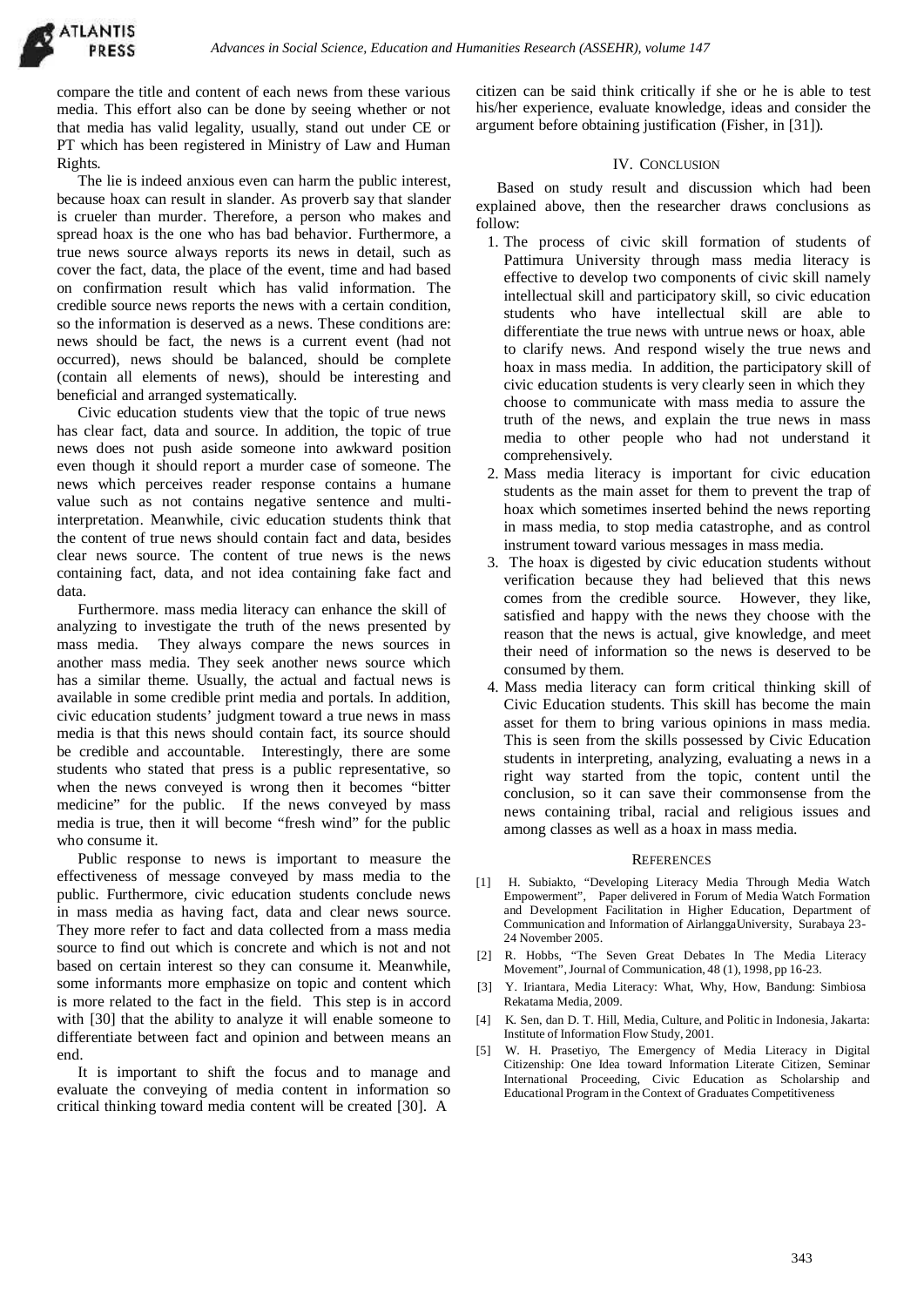compare the title and content of each news from these various media. This effort also can be done by seeing whether or not that media has valid legality, usually, stand out under CE or PT which has been registered in Ministry of Law and Human Rights.

The lie is indeed anxious even can harm the public interest, because hoax can result in slander. As proverb say that slander is crueler than murder. Therefore, a person who makes and spread hoax is the one who has bad behavior. Furthermore, a true news source always reports its news in detail, such as cover the fact, data, the place of the event, time and had based on confirmation result which has valid information. The credible source news reports the news with a certain condition, so the information is deserved as a news. These conditions are: news should be fact, the news is a current event (had not occurred), news should be balanced, should be complete (contain all elements of news), should be interesting and beneficial and arranged systematically.

Civic education students view that the topic of true news has clear fact, data and source. In addition, the topic of true news does not push aside someone into awkward position even though it should report a murder case of someone. The news which perceives reader response contains a humane value such as not contains negative sentence and multi-interpretation. Meanwhile, civic education students think that the content of true news should contain fact and data, besides clear news source. The content of true news is the news containing fact, data, and not idea containing fake fact and data.

Furthermore. mass media literacy can enhance the skill of analyzing to investigate the truth of the news presented by mass media. They always compare the news sources in another mass media. They seek another news source which has a similar theme. Usually, the actual and factual news is available in some credible print media and portals. In addition, civic education students' judgment toward a true news in mass media is that this news should contain fact, its source should be credible and accountable. Interestingly, there are some students who stated that press is a public representative, so when the news conveyed is wrong then it becomes "bitter medicine" for the public. If the news conveyed by mass media is true, then it will become "fresh wind" for the public who consume it.

Public response to news is important to measure the effectiveness of message conveyed by mass media to the public. Furthermore, civic education students conclude news in mass media as having fact, data and clear news source. They more refer to fact and data collected from a mass media source to find out which is concrete and which is not and not based on certain interest so they can consume it. Meanwhile, some informants more emphasize on topic and content which is more related to the fact in the field. This step is in accord with [30] that the ability to analyze it will enable someone to differentiate between fact and opinion and between means an end.

It is important to shift the focus and to manage and evaluate the conveying of media content in information so critical thinking toward media content will be created [30]. A citizen can be said think critically if she or he is able to test his/her experience, evaluate knowledge, ideas and consider the argument before obtaining justification (Fisher, in [31]).

## IV. Conclusion

Based on study result and discussion which had been explained above, then the researcher draws conclusions as follow:

1. The process of civic skill formation of students of Pattimura University through mass media literacy is effective to develop two components of civic skill namely intellectual skill and participatory skill, so civic education students who have intellectual skill are able to differentiate the true news with untrue news or hoax, able to clarify news. And respond wisely the true news and hoax in mass media. In addition, the participatory skill of civic education students is very clearly seen in which they choose to communicate with mass media to assure the truth of the news, and explain the true news in mass media to other people who had not understand it comprehensively.
2. Mass media literacy is important for civic education students as the main asset for them to prevent the trap of hoax which sometimes inserted behind the news reporting in mass media, to stop media catastrophe, and as control instrument toward various messages in mass media.
3. The hoax is digested by civic education students without verification because they had believed that this news comes from the credible source. However, they like, satisfied and happy with the news they choose with the reason that the news is actual, give knowledge, and meet their need of information so the news is deserved to be consumed by them.
4. Mass media literacy can form critical thinking skill of Civic Education students. This skill has become the main asset for them to bring various opinions in mass media. This is seen from the skills possessed by Civic Education students in interpreting, analyzing, evaluating a news in a right way started from the topic, content until the conclusion, so it can save their commonsense from the news containing tribal, racial and religious issues and among classes as well as a hoax in mass media.

## References

[1] H. Subiakto, "Developing Literacy Media Through Media Watch Empowerment", Paper delivered in Forum of Media Watch Formation and Development Facilitation in Higher Education, Department of Communication and Information of AirlanggaUniversity, Surabaya 23-24 November 2005.

[2] R. Hobbs, "The Seven Great Debates In The Media Literacy Movement", Journal of Communication, 48 (1), 1998, pp 16-23.

[3] Y. Iriantara, Media Literacy: What, Why, How, Bandung: Simbiosa Rekatama Media, 2009.

[4] K. Sen, dan D. T. Hill, Media, Culture, and Politic in Indonesia, Jakarta: Institute of Information Flow Study, 2001.

[5] W. H. Prasetiyo, The Emergency of Media Literacy in Digital Citizenship: One Idea toward Information Literate Citizen, Seminar International Proceeding, Civic Education as Scholarship and Educational Program in the Context of Graduates Competitiveness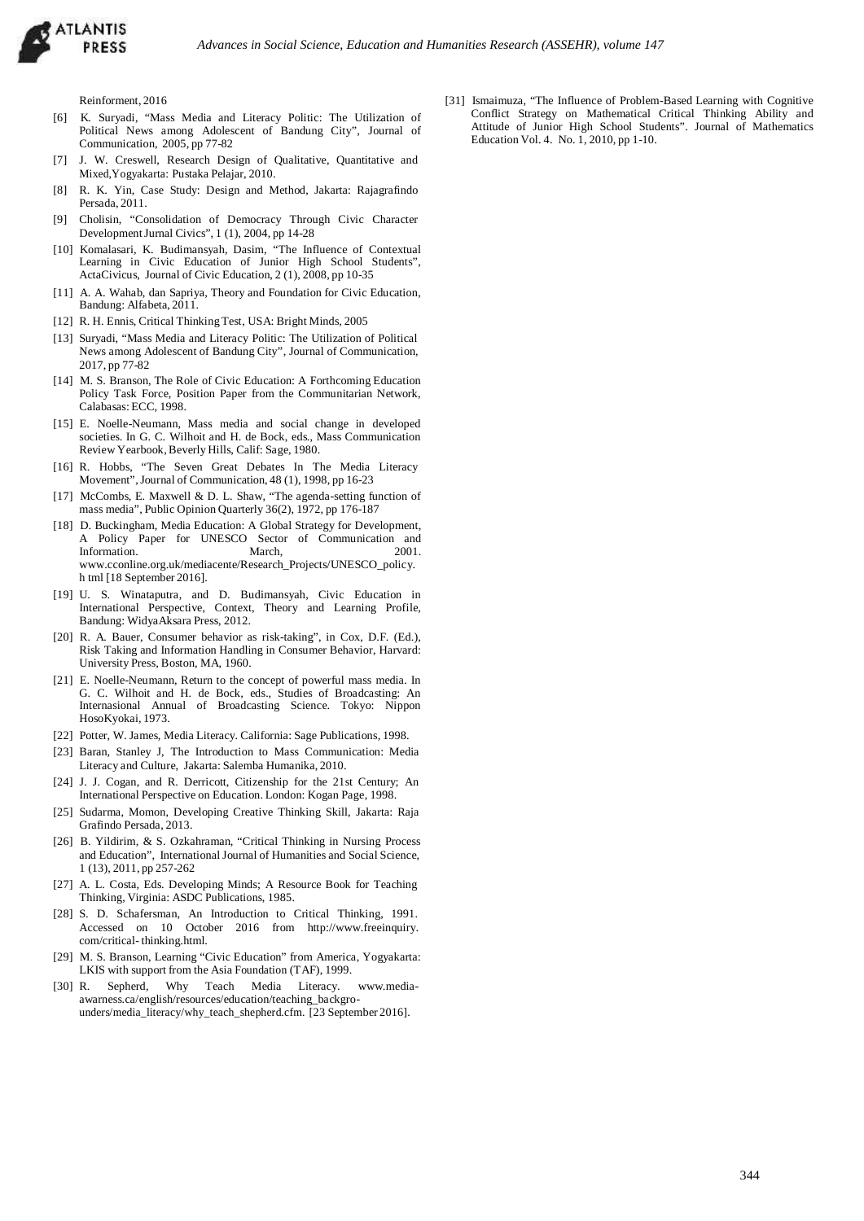Reinforment, 2016

[6] K. Suryadi, "Mass Media and Literacy Politic: The Utilization of Political News among Adolescent of Bandung City", Journal of Communication, 2005, pp 77-82

[7] J. W. Creswell, Research Design of Qualitative, Quantitative and Mixed,Yogyakarta: Pustaka Pelajar, 2010.

[8] R. K. Yin, Case Study: Design and Method, Jakarta: Rajagrafindo Persada, 2011.

[9] Cholisin, "Consolidation of Democracy Through Civic Character Development Jurnal Civics", 1 (1), 2004, pp 14-28

[10] Komalasari, K. Budimansyah, Dasim, "The Influence of Contextual Learning in Civic Education of Junior High School Students", ActaCivicus, Journal of Civic Education, 2 (1), 2008, pp 10-35

[11] A. A. Wahab, dan Sapriya, Theory and Foundation for Civic Education, Bandung: Alfabeta, 2011.

[12] R. H. Ennis, Critical Thinking Test, USA: Bright Minds, 2005

[13] Suryadi, "Mass Media and Literacy Politic: The Utilization of Political News among Adolescent of Bandung City", Journal of Communication, 2017, pp 77-82

[14] M. S. Branson, The Role of Civic Education: A Forthcoming Education Policy Task Force, Position Paper from the Communitarian Network, Calabasas: ECC, 1998.

[15] E. Noelle-Neumann, Mass media and social change in developed societies. In G. C. Wilhoit and H. de Bock, eds., Mass Communication Review Yearbook, Beverly Hills, Calif: Sage, 1980.

[16] R. Hobbs, "The Seven Great Debates In The Media Literacy Movement", Journal of Communication, 48 (1), 1998, pp 16-23

[17] McCombs, E. Maxwell & D. L. Shaw, "The agenda-setting function of mass media", Public Opinion Quarterly 36(2), 1972, pp 176-187

[18] D. Buckingham, Media Education: A Global Strategy for Development, A Policy Paper for UNESCO Sector of Communication and Information. March, 2001. www.cconline.org.uk/mediacente/Research_Projects/UNESCO_policy.h tml [18 September 2016].

[19] U. S. Winataputra, and D. Budimansyah, Civic Education in International Perspective, Context, Theory and Learning Profile, Bandung: WidyaAksara Press, 2012.

[20] R. A. Bauer, Consumer behavior as risk-taking", in Cox, D.F. (Ed.), Risk Taking and Information Handling in Consumer Behavior, Harvard: University Press, Boston, MA, 1960.

[21] E. Noelle-Neumann, Return to the concept of powerful mass media. In G. C. Wilhoit and H. de Bock, eds., Studies of Broadcasting: An Internasional Annual of Broadcasting Science. Tokyo: Nippon HosoKyokai, 1973.

[22] Potter, W. James, Media Literacy. California: Sage Publications, 1998.

[23] Baran, Stanley J, The Introduction to Mass Communication: Media Literacy and Culture, Jakarta: Salemba Humanika, 2010.

[24] J. J. Cogan, and R. Derricott, Citizenship for the 21st Century; An International Perspective on Education. London: Kogan Page, 1998.

[25] Sudarma, Momon, Developing Creative Thinking Skill, Jakarta: Raja Grafindo Persada, 2013.

[26] B. Yildirim, & S. Ozkahraman, "Critical Thinking in Nursing Process and Education", International Journal of Humanities and Social Science, 1 (13), 2011, pp 257-262

[27] A. L. Costa, Eds. Developing Minds; A Resource Book for Teaching Thinking, Virginia: ASDC Publications, 1985.

[28] S. D. Schafersman, An Introduction to Critical Thinking, 1991. Accessed on 10 October 2016 from http://www.freeinquiry.com/critical-thinking.html.

[29] M. S. Branson, Learning "Civic Education" from America, Yogyakarta: LKIS with support from the Asia Foundation (TAF), 1999.

[30] R. Sepherd, Why Teach Media Literacy. www.media-awarness.ca/english/resources/education/teaching_backgrounders/media_literacy/why_teach_shepherd.cfm. [23 September 2016].

[31] Ismaimuza, "The Influence of Problem-Based Learning with Cognitive Conflict Strategy on Mathematical Critical Thinking Ability and Attitude of Junior High School Students". Journal of Mathematics Education Vol. 4. No. 1, 2010, pp 1-10.